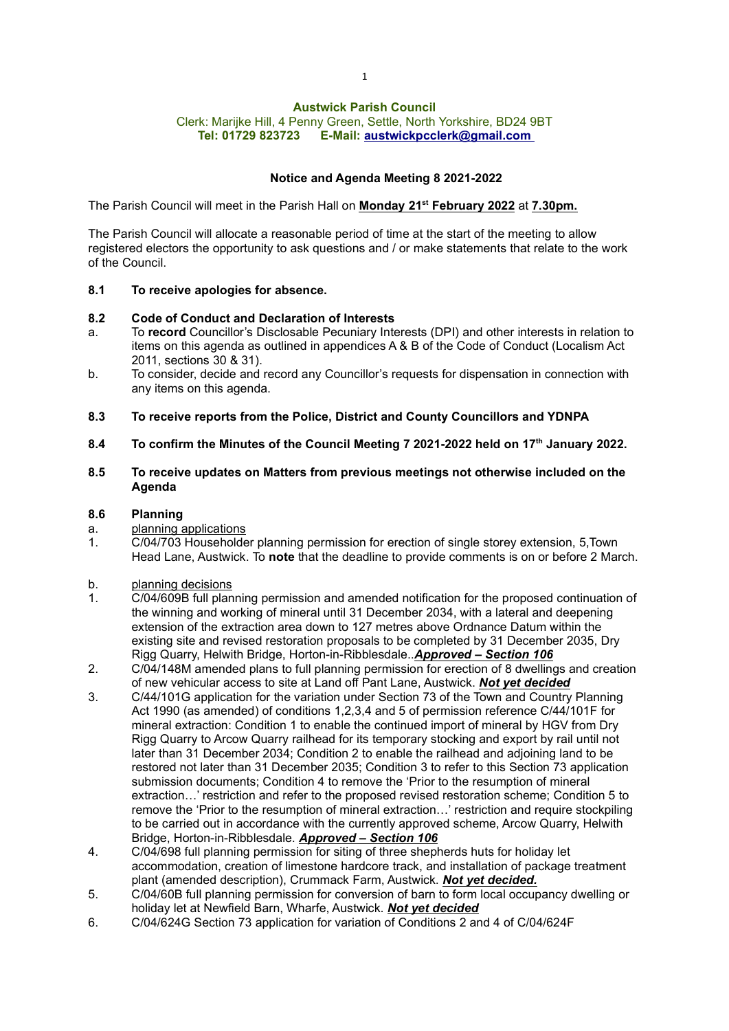**Austwick Parish Council**
Clerk: Marijke Hill, 4 Penny Green, Settle, North Yorkshire, BD24 9BT
**Tel: 01729 823723 E-Mail: austwickpcclerk@gmail.com**

## Notice and Agenda Meeting 8 2021-2022

The Parish Council will meet in the Parish Hall on **Monday 21st February 2022** at **7.30pm.**

The Parish Council will allocate a reasonable period of time at the start of the meeting to allow registered electors the opportunity to ask questions and / or make statements that relate to the work of the Council.

**8.1 To receive apologies for absence.**

**8.2 Code of Conduct and Declaration of Interests**

a. To **record** Councillor's Disclosable Pecuniary Interests (DPI) and other interests in relation to items on this agenda as outlined in appendices A & B of the Code of Conduct (Localism Act 2011, sections 30 & 31).

b. To consider, decide and record any Councillor's requests for dispensation in connection with any items on this agenda.

**8.3 To receive reports from the Police, District and County Councillors and YDNPA**

**8.4 To confirm the Minutes of the Council Meeting 7 2021-2022 held on 17th January 2022.**

**8.5 To receive updates on Matters from previous meetings not otherwise included on the Agenda**

**8.6 Planning**

a. planning applications

1. C/04/703 Householder planning permission for erection of single storey extension, 5,Town Head Lane, Austwick. To **note** that the deadline to provide comments is on or before 2 March.

b. planning decisions

1. C/04/609B full planning permission and amended notification for the proposed continuation of the winning and working of mineral until 31 December 2034, with a lateral and deepening extension of the extraction area down to 127 metres above Ordnance Datum within the existing site and revised restoration proposals to be completed by 31 December 2035, Dry Rigg Quarry, Helwith Bridge, Horton-in-Ribblesdale..***Approved – Section 106***
2. C/04/148M amended plans to full planning permission for erection of 8 dwellings and creation of new vehicular access to site at Land off Pant Lane, Austwick. ***Not yet decided***
3. C/44/101G application for the variation under Section 73 of the Town and Country Planning Act 1990 (as amended) of conditions 1,2,3,4 and 5 of permission reference C/44/101F for mineral extraction: Condition 1 to enable the continued import of mineral by HGV from Dry Rigg Quarry to Arcow Quarry railhead for its temporary stocking and export by rail until not later than 31 December 2034; Condition 2 to enable the railhead and adjoining land to be restored not later than 31 December 2035; Condition 3 to refer to this Section 73 application submission documents; Condition 4 to remove the 'Prior to the resumption of mineral extraction…' restriction and refer to the proposed revised restoration scheme; Condition 5 to remove the 'Prior to the resumption of mineral extraction…' restriction and require stockpiling to be carried out in accordance with the currently approved scheme, Arcow Quarry, Helwith Bridge, Horton-in-Ribblesdale. ***Approved – Section 106***
4. C/04/698 full planning permission for siting of three shepherds huts for holiday let accommodation, creation of limestone hardcore track, and installation of package treatment plant (amended description), Crummack Farm, Austwick. ***Not yet decided.***
5. C/04/60B full planning permission for conversion of barn to form local occupancy dwelling or holiday let at Newfield Barn, Wharfe, Austwick. ***Not yet decided***
6. C/04/624G Section 73 application for variation of Conditions 2 and 4 of C/04/624F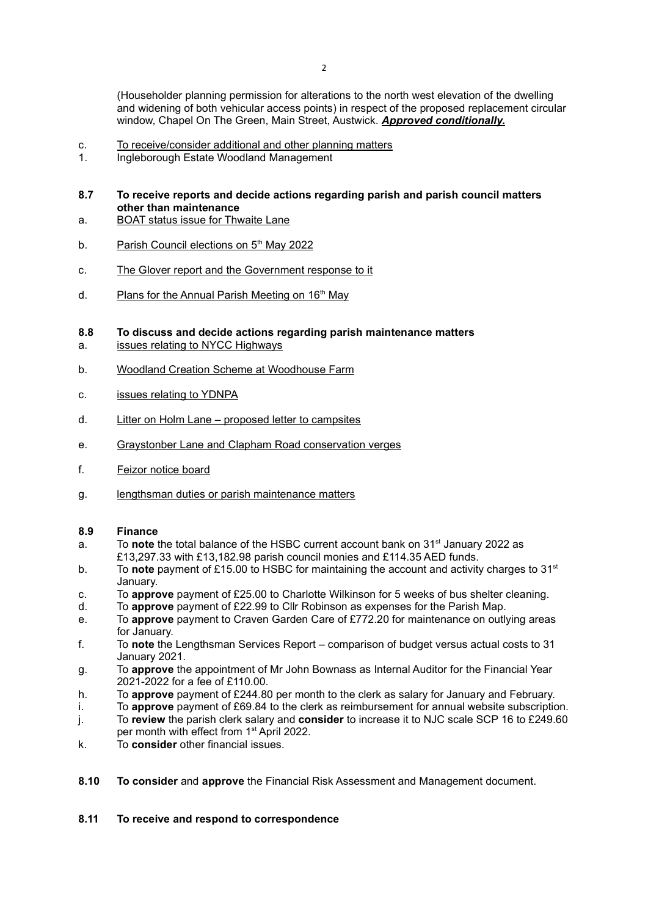(Householder planning permission for alterations to the north west elevation of the dwelling and widening of both vehicular access points) in respect of the proposed replacement circular window, Chapel On The Green, Main Street, Austwick. ***Approved conditionally.***

c. To receive/consider additional and other planning matters

1. Ingleborough Estate Woodland Management

**8.7 To receive reports and decide actions regarding parish and parish council matters other than maintenance**

a. BOAT status issue for Thwaite Lane

b. Parish Council elections on 5th May 2022

c. The Glover report and the Government response to it

d. Plans for the Annual Parish Meeting on 16th May

**8.8 To discuss and decide actions regarding parish maintenance matters**

a. issues relating to NYCC Highways

b. Woodland Creation Scheme at Woodhouse Farm

c. issues relating to YDNPA

d. Litter on Holm Lane – proposed letter to campsites

e. Graystonber Lane and Clapham Road conservation verges

f. Feizor notice board

g. lengthsman duties or parish maintenance matters

**8.9 Finance**

a. To **note** the total balance of the HSBC current account bank on 31st January 2022 as £13,297.33 with £13,182.98 parish council monies and £114.35 AED funds.

b. To **note** payment of £15.00 to HSBC for maintaining the account and activity charges to 31st January.

c. To **approve** payment of £25.00 to Charlotte Wilkinson for 5 weeks of bus shelter cleaning.

d. To **approve** payment of £22.99 to Cllr Robinson as expenses for the Parish Map.

e. To **approve** payment to Craven Garden Care of £772.20 for maintenance on outlying areas for January.

f. To **note** the Lengthsman Services Report – comparison of budget versus actual costs to 31 January 2021.

g. To **approve** the appointment of Mr John Bownass as Internal Auditor for the Financial Year 2021-2022 for a fee of £110.00.

h. To **approve** payment of £244.80 per month to the clerk as salary for January and February.

i. To **approve** payment of £69.84 to the clerk as reimbursement for annual website subscription.

j. To **review** the parish clerk salary and **consider** to increase it to NJC scale SCP 16 to £249.60 per month with effect from 1st April 2022.

k. To **consider** other financial issues.

**8.10 To consider** and **approve** the Financial Risk Assessment and Management document.

**8.11 To receive and respond to correspondence**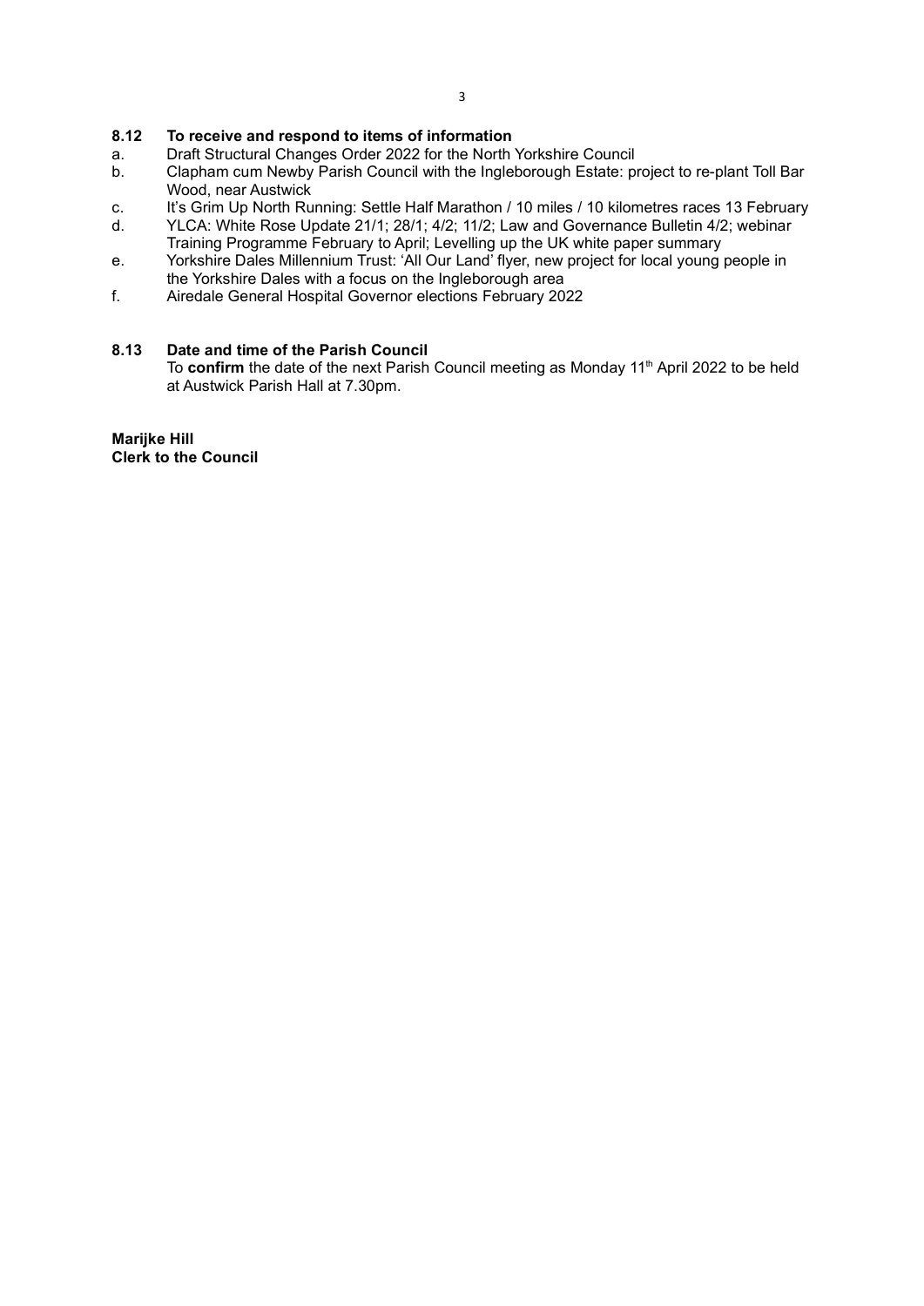### 8.12 To receive and respond to items of information

a. Draft Structural Changes Order 2022 for the North Yorkshire Council
b. Clapham cum Newby Parish Council with the Ingleborough Estate: project to re-plant Toll Bar Wood, near Austwick
c. It's Grim Up North Running: Settle Half Marathon / 10 miles / 10 kilometres races 13 February
d. YLCA: White Rose Update 21/1; 28/1; 4/2; 11/2; Law and Governance Bulletin 4/2; webinar Training Programme February to April; Levelling up the UK white paper summary
e. Yorkshire Dales Millennium Trust: 'All Our Land' flyer, new project for local young people in the Yorkshire Dales with a focus on the Ingleborough area
f. Airedale General Hospital Governor elections February 2022

### 8.13 Date and time of the Parish Council

To **confirm** the date of the next Parish Council meeting as Monday 11th April 2022 to be held at Austwick Parish Hall at 7.30pm.

**Marijke Hill**
**Clerk to the Council**